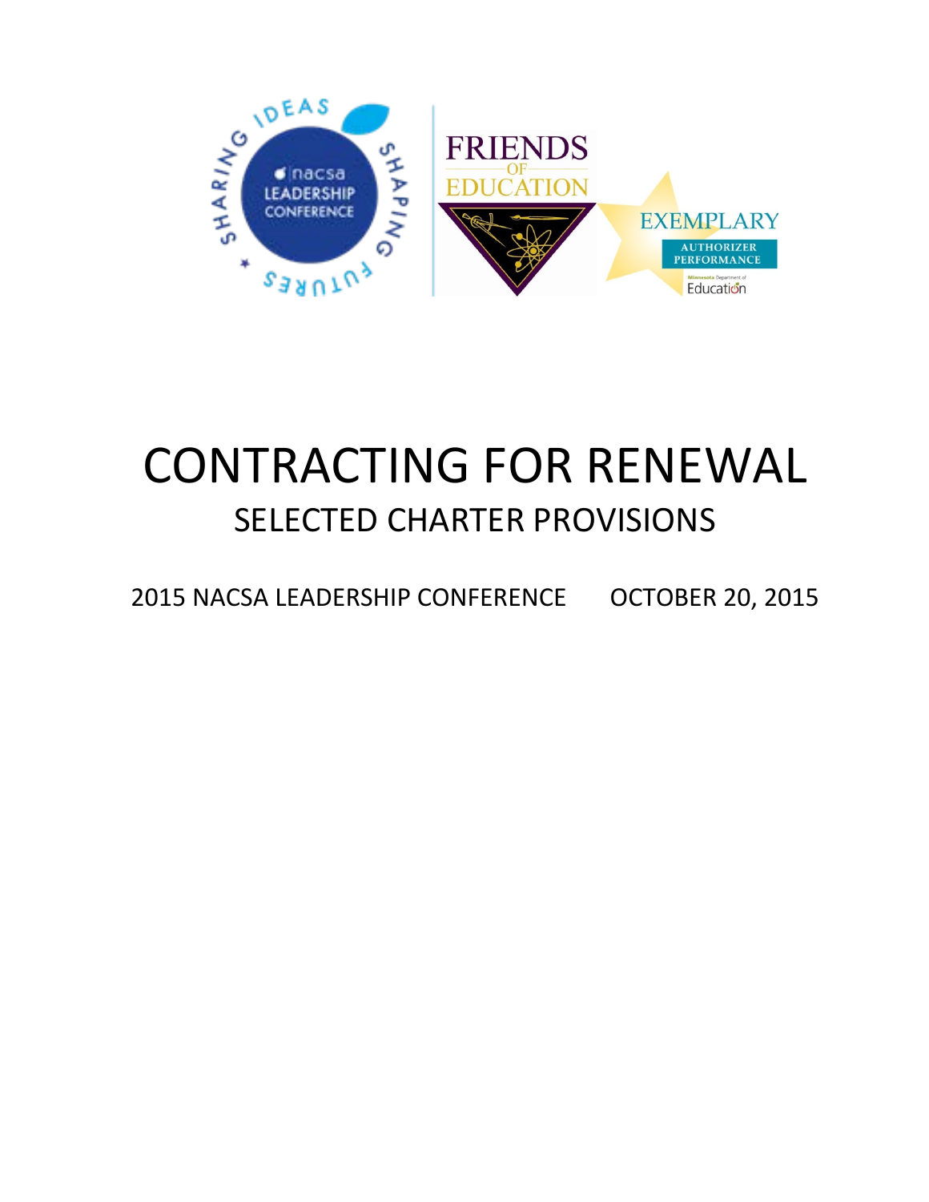# CONTRACTING FOR RENEWAL

## SELECTED CHARTER PROVISIONS

2015 NACSA LEADERSHIP CONFERENCE OCTOBER 20, 2015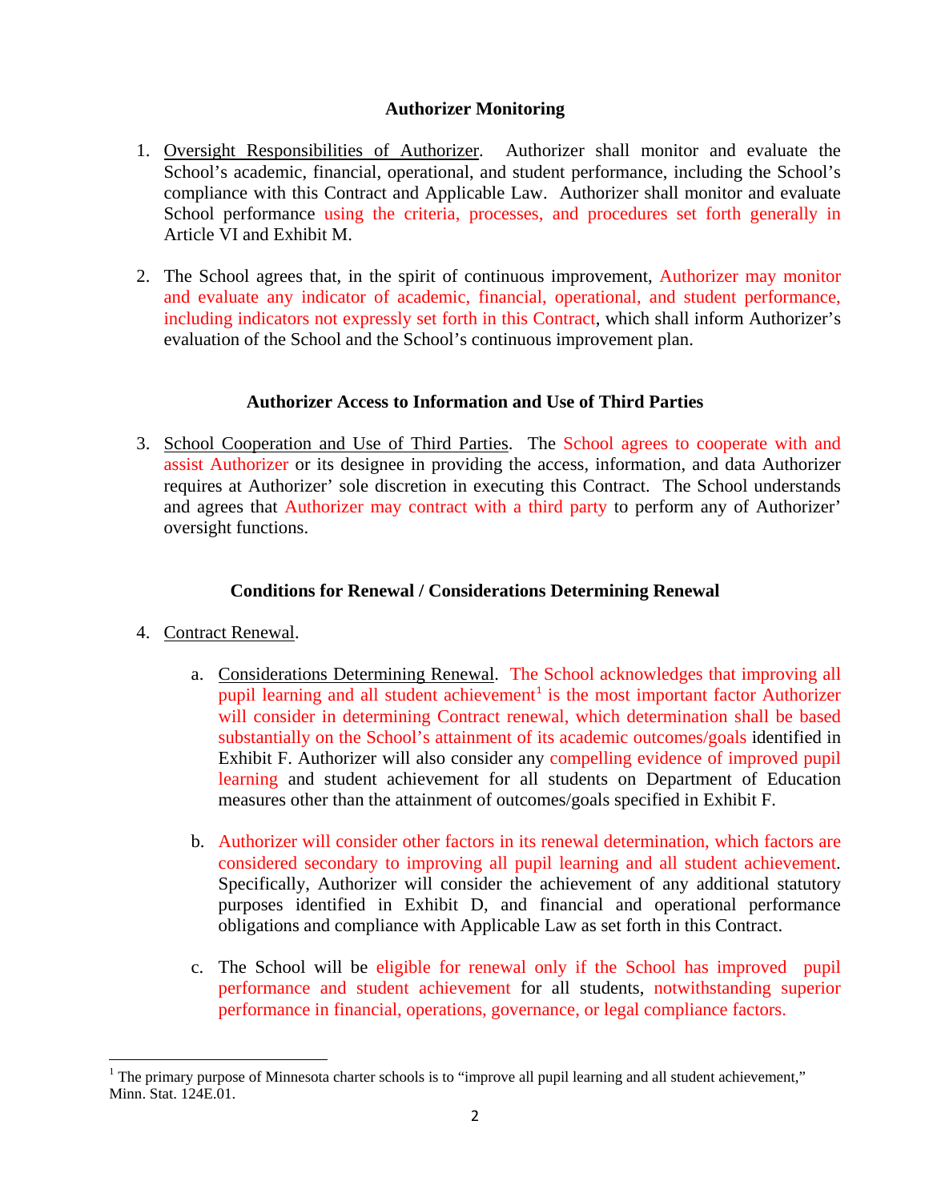**Authorizer Monitoring**

1. Oversight Responsibilities of Authorizer. Authorizer shall monitor and evaluate the School's academic, financial, operational, and student performance, including the School's compliance with this Contract and Applicable Law. Authorizer shall monitor and evaluate School performance using the criteria, processes, and procedures set forth generally in Article VI and Exhibit M.

2. The School agrees that, in the spirit of continuous improvement, Authorizer may monitor and evaluate any indicator of academic, financial, operational, and student performance, including indicators not expressly set forth in this Contract, which shall inform Authorizer's evaluation of the School and the School's continuous improvement plan.

**Authorizer Access to Information and Use of Third Parties**

3. School Cooperation and Use of Third Parties. The School agrees to cooperate with and assist Authorizer or its designee in providing the access, information, and data Authorizer requires at Authorizer' sole discretion in executing this Contract. The School understands and agrees that Authorizer may contract with a third party to perform any of Authorizer' oversight functions.

**Conditions for Renewal / Considerations Determining Renewal**

4. Contract Renewal.

   a. Considerations Determining Renewal. The School acknowledges that improving all pupil learning and all student achievement[1] is the most important factor Authorizer will consider in determining Contract renewal, which determination shall be based substantially on the School's attainment of its academic outcomes/goals identified in Exhibit F. Authorizer will also consider any compelling evidence of improved pupil learning and student achievement for all students on Department of Education measures other than the attainment of outcomes/goals specified in Exhibit F.

   b. Authorizer will consider other factors in its renewal determination, which factors are considered secondary to improving all pupil learning and all student achievement. Specifically, Authorizer will consider the achievement of any additional statutory purposes identified in Exhibit D, and financial and operational performance obligations and compliance with Applicable Law as set forth in this Contract.

   c. The School will be eligible for renewal only if the School has improved pupil performance and student achievement for all students, notwithstanding superior performance in financial, operations, governance, or legal compliance factors.

[1] The primary purpose of Minnesota charter schools is to "improve all pupil learning and all student achievement," Minn. Stat. 124E.01.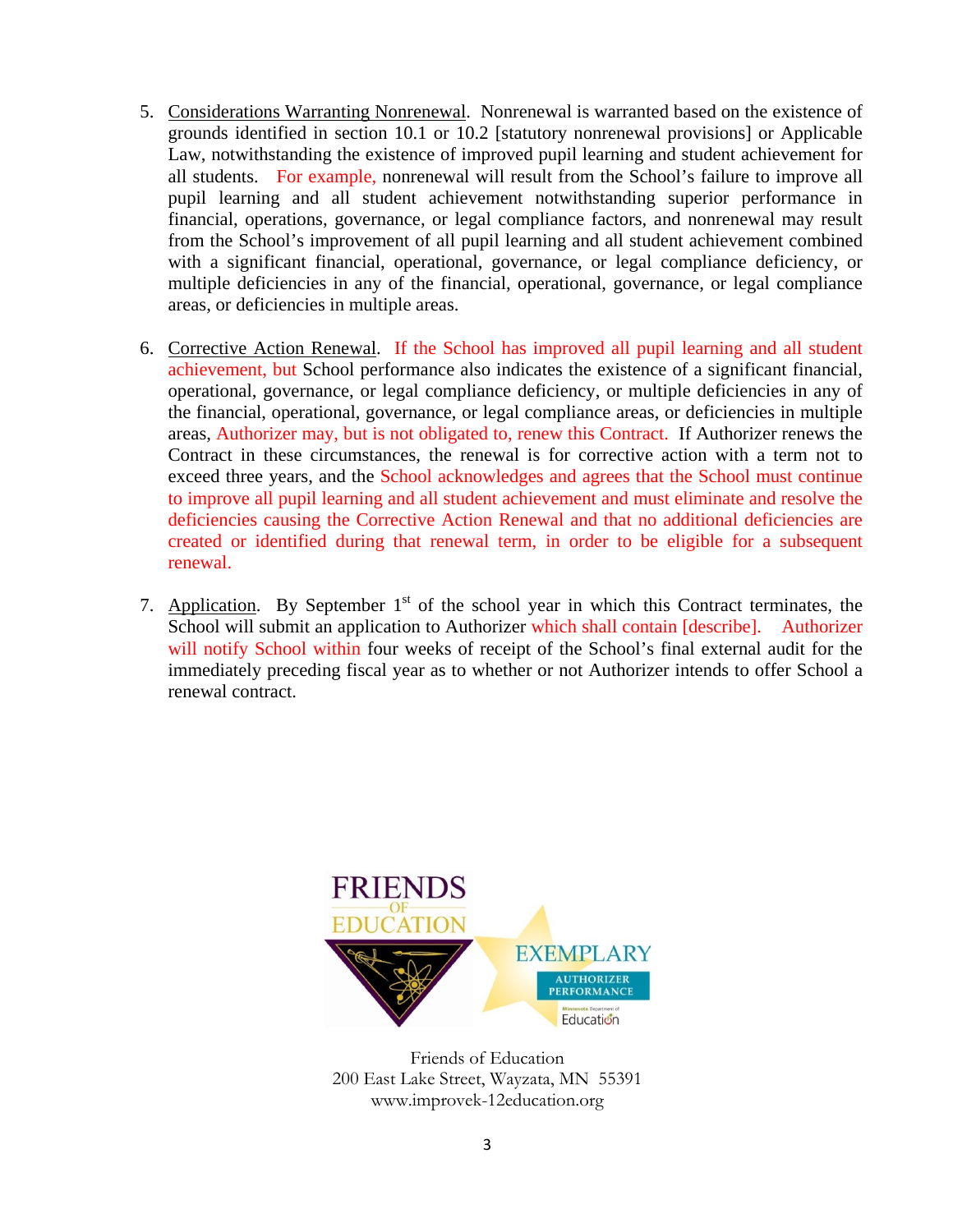5. Considerations Warranting Nonrenewal. Nonrenewal is warranted based on the existence of grounds identified in section 10.1 or 10.2 [statutory nonrenewal provisions] or Applicable Law, notwithstanding the existence of improved pupil learning and student achievement for all students. For example, nonrenewal will result from the School's failure to improve all pupil learning and all student achievement notwithstanding superior performance in financial, operations, governance, or legal compliance factors, and nonrenewal may result from the School's improvement of all pupil learning and all student achievement combined with a significant financial, operational, governance, or legal compliance deficiency, or multiple deficiencies in any of the financial, operational, governance, or legal compliance areas, or deficiencies in multiple areas.

6. Corrective Action Renewal. If the School has improved all pupil learning and all student achievement, but School performance also indicates the existence of a significant financial, operational, governance, or legal compliance deficiency, or multiple deficiencies in any of the financial, operational, governance, or legal compliance areas, or deficiencies in multiple areas, Authorizer may, but is not obligated to, renew this Contract. If Authorizer renews the Contract in these circumstances, the renewal is for corrective action with a term not to exceed three years, and the School acknowledges and agrees that the School must continue to improve all pupil learning and all student achievement and must eliminate and resolve the deficiencies causing the Corrective Action Renewal and that no additional deficiencies are created or identified during that renewal term, in order to be eligible for a subsequent renewal.

7. Application. By September 1st of the school year in which this Contract terminates, the School will submit an application to Authorizer which shall contain [describe]. Authorizer will notify School within four weeks of receipt of the School's final external audit for the immediately preceding fiscal year as to whether or not Authorizer intends to offer School a renewal contract.

FRIENDS OF EDUCATION

EXEMPLARY AUTHORIZER PERFORMANCE

Minnesota Department of Education

Friends of Education
200 East Lake Street, Wayzata, MN 55391
www.improvek-12education.org